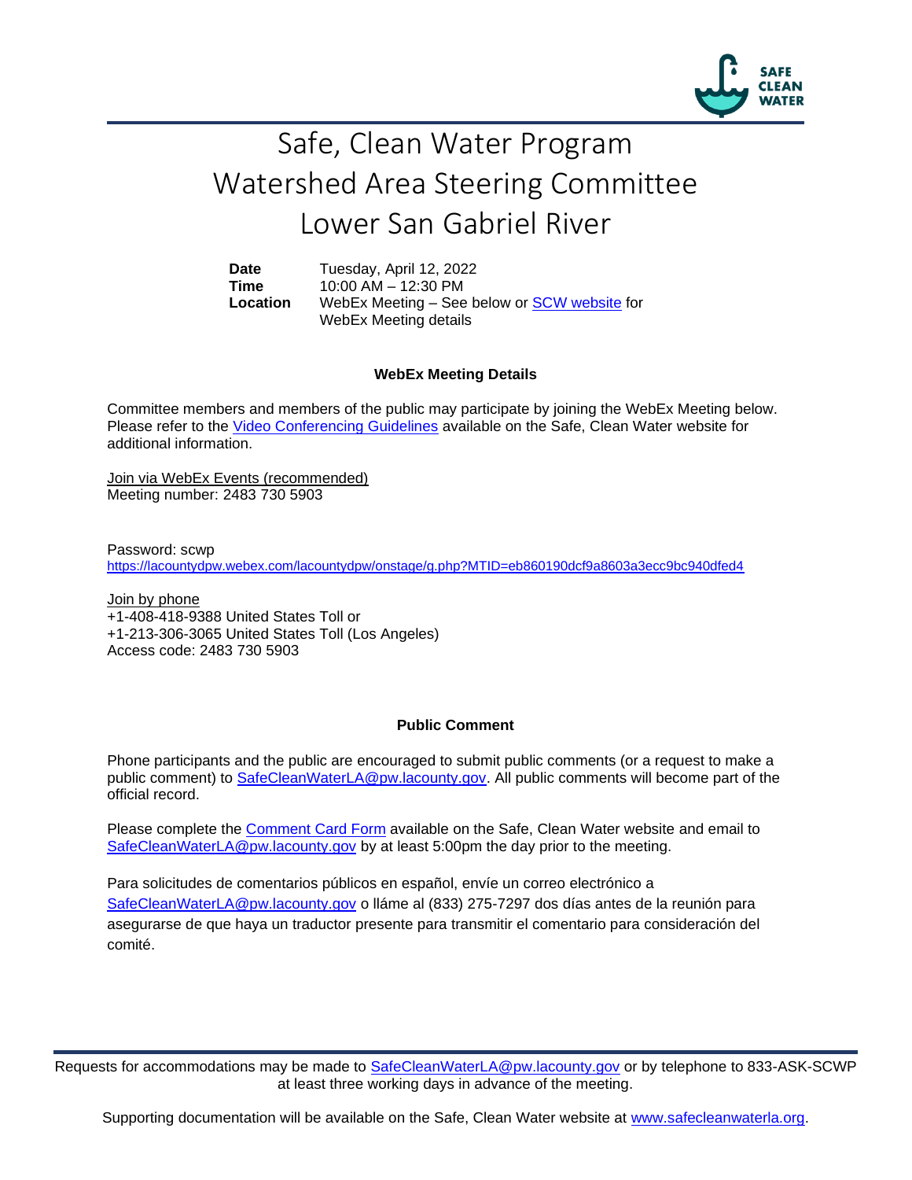# Safe, Clean Water Program
# Watershed Area Steering Committee
# Lower San Gabriel River

| | |
|---|---|
| **Date** | Tuesday, April 12, 2022 |
| **Time** | 10:00 AM – 12:30 PM |
| **Location** | WebEx Meeting – See below or SCW website for WebEx Meeting details |

**WebEx Meeting Details**

Committee members and members of the public may participate by joining the WebEx Meeting below. Please refer to the Video Conferencing Guidelines available on the Safe, Clean Water website for additional information.

Join via WebEx Events (recommended)
Meeting number: 2483 730 5903

Password: scwp
https://lacountydpw.webex.com/lacountydpw/onstage/g.php?MTID=eb860190dcf9a8603a3ecc9bc940dfed4

Join by phone
+1-408-418-9388 United States Toll or
+1-213-306-3065 United States Toll (Los Angeles)
Access code: 2483 730 5903

**Public Comment**

Phone participants and the public are encouraged to submit public comments (or a request to make a public comment) to SafeCleanWaterLA@pw.lacounty.gov. All public comments will become part of the official record.

Please complete the Comment Card Form available on the Safe, Clean Water website and email to SafeCleanWaterLA@pw.lacounty.gov by at least 5:00pm the day prior to the meeting.

Para solicitudes de comentarios públicos en español, envíe un correo electrónico a SafeCleanWaterLA@pw.lacounty.gov o lláme al (833) 275-7297 dos días antes de la reunión para asegurarse de que haya un traductor presente para transmitir el comentario para consideración del comité.

Requests for accommodations may be made to SafeCleanWaterLA@pw.lacounty.gov or by telephone to 833-ASK-SCWP at least three working days in advance of the meeting.

Supporting documentation will be available on the Safe, Clean Water website at www.safecleanwaterla.org.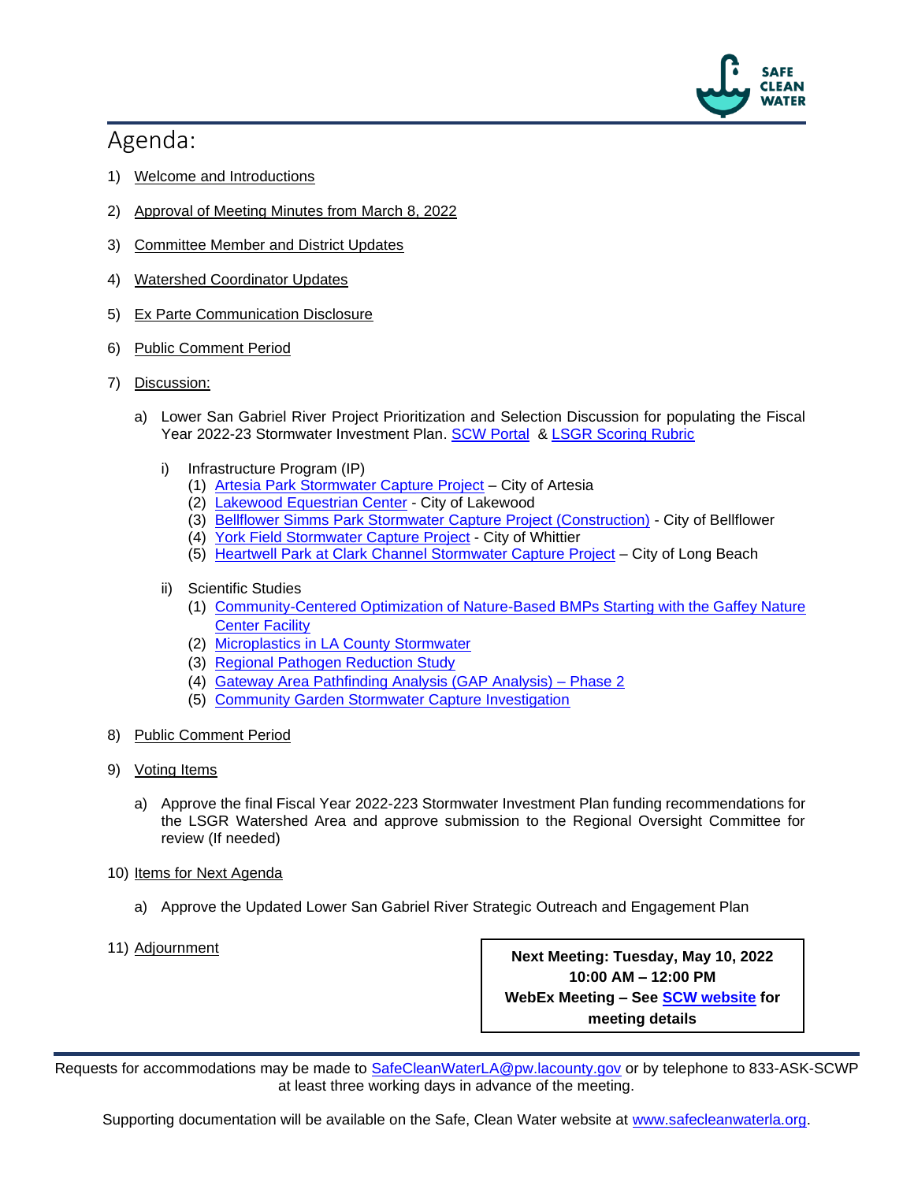# Agenda:

1) Welcome and Introductions

2) Approval of Meeting Minutes from March 8, 2022

3) Committee Member and District Updates

4) Watershed Coordinator Updates

5) Ex Parte Communication Disclosure

6) Public Comment Period

7) Discussion:

   a) Lower San Gabriel River Project Prioritization and Selection Discussion for populating the Fiscal Year 2022-23 Stormwater Investment Plan. SCW Portal & LSGR Scoring Rubric

      i) Infrastructure Program (IP)
         (1) Artesia Park Stormwater Capture Project – City of Artesia
         (2) Lakewood Equestrian Center - City of Lakewood
         (3) Bellflower Simms Park Stormwater Capture Project (Construction) - City of Bellflower
         (4) York Field Stormwater Capture Project - City of Whittier
         (5) Heartwell Park at Clark Channel Stormwater Capture Project – City of Long Beach

      ii) Scientific Studies
         (1) Community-Centered Optimization of Nature-Based BMPs Starting with the Gaffey Nature Center Facility
         (2) Microplastics in LA County Stormwater
         (3) Regional Pathogen Reduction Study
         (4) Gateway Area Pathfinding Analysis (GAP Analysis) – Phase 2
         (5) Community Garden Stormwater Capture Investigation

8) Public Comment Period

9) Voting Items

   a) Approve the final Fiscal Year 2022-223 Stormwater Investment Plan funding recommendations for the LSGR Watershed Area and approve submission to the Regional Oversight Committee for review (If needed)

10) Items for Next Agenda

   a) Approve the Updated Lower San Gabriel River Strategic Outreach and Engagement Plan

11) Adjournment

**Next Meeting: Tuesday, May 10, 2022**
**10:00 AM – 12:00 PM**
**WebEx Meeting – See SCW website for meeting details**

Requests for accommodations may be made to SafeCleanWaterLA@pw.lacounty.gov or by telephone to 833-ASK-SCWP at least three working days in advance of the meeting.

Supporting documentation will be available on the Safe, Clean Water website at www.safecleanwaterla.org.